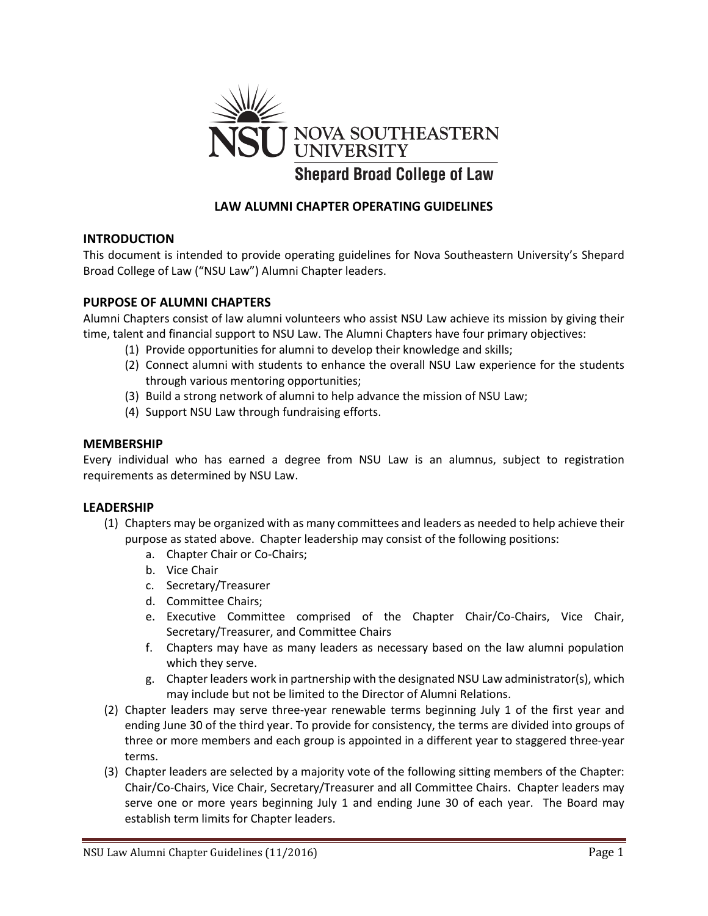NOVA SOUTHEASTERN UNIVERSITY
Shepard Broad College of Law

# LAW ALUMNI CHAPTER OPERATING GUIDELINES

## INTRODUCTION

This document is intended to provide operating guidelines for Nova Southeastern University's Shepard Broad College of Law ("NSU Law") Alumni Chapter leaders.

## PURPOSE OF ALUMNI CHAPTERS

Alumni Chapters consist of law alumni volunteers who assist NSU Law achieve its mission by giving their time, talent and financial support to NSU Law. The Alumni Chapters have four primary objectives:

(1) Provide opportunities for alumni to develop their knowledge and skills;
(2) Connect alumni with students to enhance the overall NSU Law experience for the students through various mentoring opportunities;
(3) Build a strong network of alumni to help advance the mission of NSU Law;
(4) Support NSU Law through fundraising efforts.

## MEMBERSHIP

Every individual who has earned a degree from NSU Law is an alumnus, subject to registration requirements as determined by NSU Law.

## LEADERSHIP

(1) Chapters may be organized with as many committees and leaders as needed to help achieve their purpose as stated above. Chapter leadership may consist of the following positions:
   a. Chapter Chair or Co-Chairs;
   b. Vice Chair
   c. Secretary/Treasurer
   d. Committee Chairs;
   e. Executive Committee comprised of the Chapter Chair/Co-Chairs, Vice Chair, Secretary/Treasurer, and Committee Chairs
   f. Chapters may have as many leaders as necessary based on the law alumni population which they serve.
   g. Chapter leaders work in partnership with the designated NSU Law administrator(s), which may include but not be limited to the Director of Alumni Relations.

(2) Chapter leaders may serve three-year renewable terms beginning July 1 of the first year and ending June 30 of the third year. To provide for consistency, the terms are divided into groups of three or more members and each group is appointed in a different year to staggered three-year terms.

(3) Chapter leaders are selected by a majority vote of the following sitting members of the Chapter: Chair/Co-Chairs, Vice Chair, Secretary/Treasurer and all Committee Chairs. Chapter leaders may serve one or more years beginning July 1 and ending June 30 of each year. The Board may establish term limits for Chapter leaders.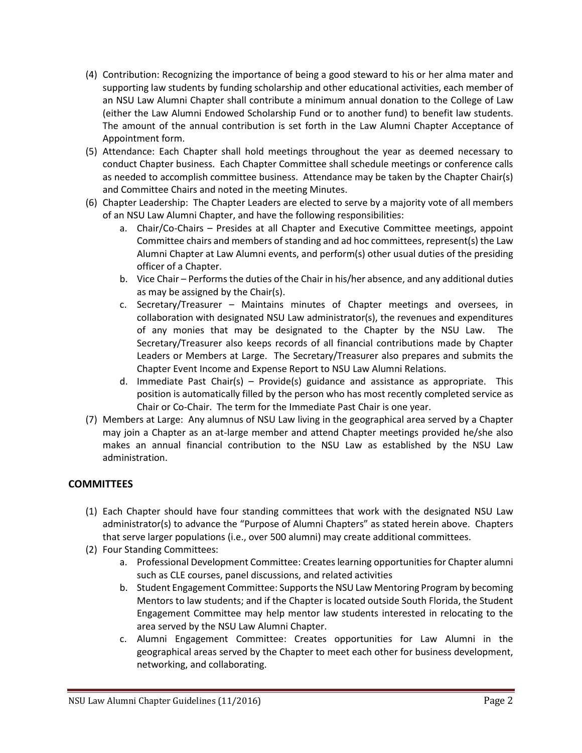(4) Contribution: Recognizing the importance of being a good steward to his or her alma mater and supporting law students by funding scholarship and other educational activities, each member of an NSU Law Alumni Chapter shall contribute a minimum annual donation to the College of Law (either the Law Alumni Endowed Scholarship Fund or to another fund) to benefit law students. The amount of the annual contribution is set forth in the Law Alumni Chapter Acceptance of Appointment form.

(5) Attendance: Each Chapter shall hold meetings throughout the year as deemed necessary to conduct Chapter business. Each Chapter Committee shall schedule meetings or conference calls as needed to accomplish committee business. Attendance may be taken by the Chapter Chair(s) and Committee Chairs and noted in the meeting Minutes.

(6) Chapter Leadership: The Chapter Leaders are elected to serve by a majority vote of all members of an NSU Law Alumni Chapter, and have the following responsibilities:

   a. Chair/Co-Chairs – Presides at all Chapter and Executive Committee meetings, appoint Committee chairs and members of standing and ad hoc committees, represent(s) the Law Alumni Chapter at Law Alumni events, and perform(s) other usual duties of the presiding officer of a Chapter.

   b. Vice Chair – Performs the duties of the Chair in his/her absence, and any additional duties as may be assigned by the Chair(s).

   c. Secretary/Treasurer – Maintains minutes of Chapter meetings and oversees, in collaboration with designated NSU Law administrator(s), the revenues and expenditures of any monies that may be designated to the Chapter by the NSU Law. The Secretary/Treasurer also keeps records of all financial contributions made by Chapter Leaders or Members at Large. The Secretary/Treasurer also prepares and submits the Chapter Event Income and Expense Report to NSU Law Alumni Relations.

   d. Immediate Past Chair(s) – Provide(s) guidance and assistance as appropriate. This position is automatically filled by the person who has most recently completed service as Chair or Co-Chair. The term for the Immediate Past Chair is one year.

(7) Members at Large: Any alumnus of NSU Law living in the geographical area served by a Chapter may join a Chapter as an at-large member and attend Chapter meetings provided he/she also makes an annual financial contribution to the NSU Law as established by the NSU Law administration.

## COMMITTEES

(1) Each Chapter should have four standing committees that work with the designated NSU Law administrator(s) to advance the "Purpose of Alumni Chapters" as stated herein above. Chapters that serve larger populations (i.e., over 500 alumni) may create additional committees.

(2) Four Standing Committees:

   a. Professional Development Committee: Creates learning opportunities for Chapter alumni such as CLE courses, panel discussions, and related activities

   b. Student Engagement Committee: Supports the NSU Law Mentoring Program by becoming Mentors to law students; and if the Chapter is located outside South Florida, the Student Engagement Committee may help mentor law students interested in relocating to the area served by the NSU Law Alumni Chapter.

   c. Alumni Engagement Committee: Creates opportunities for Law Alumni in the geographical areas served by the Chapter to meet each other for business development, networking, and collaborating.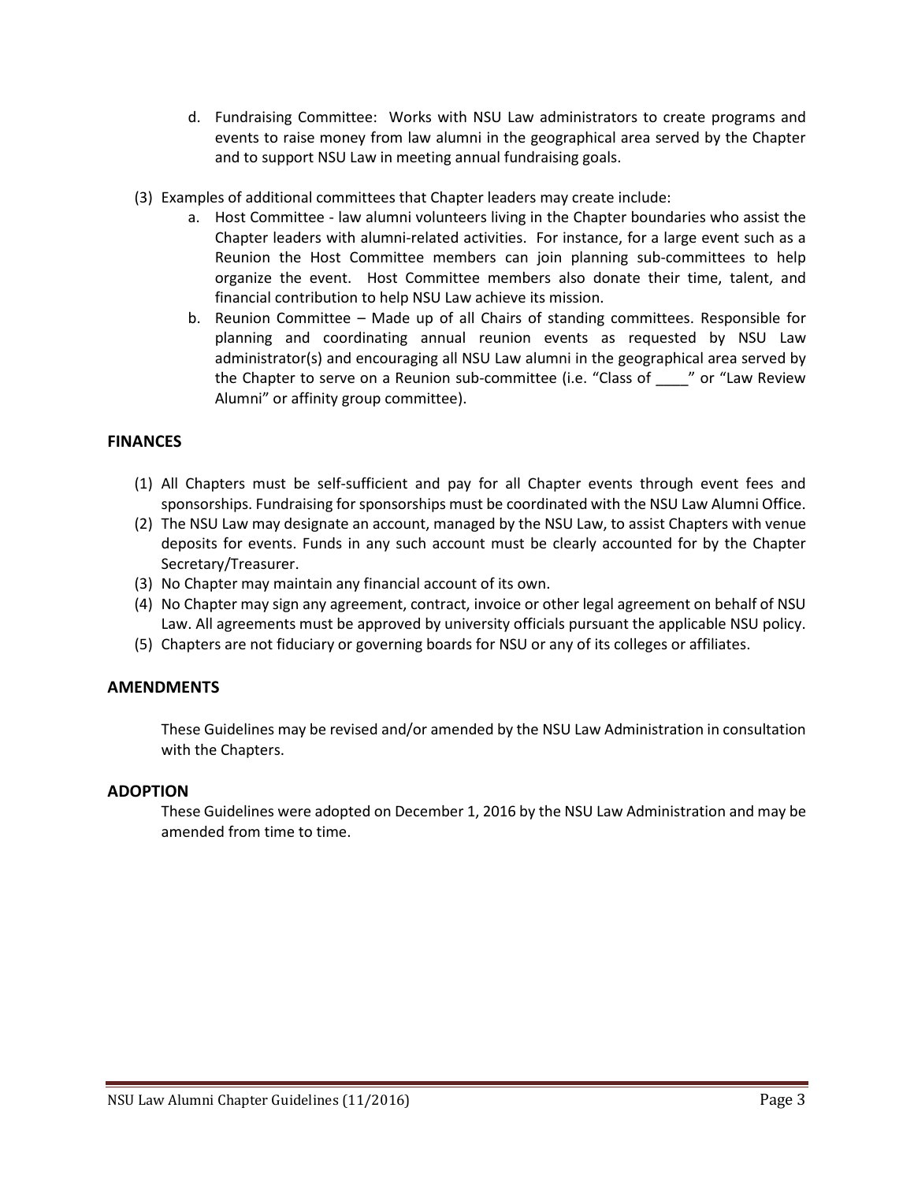d. Fundraising Committee: Works with NSU Law administrators to create programs and events to raise money from law alumni in the geographical area served by the Chapter and to support NSU Law in meeting annual fundraising goals.

(3) Examples of additional committees that Chapter leaders may create include:

a. Host Committee - law alumni volunteers living in the Chapter boundaries who assist the Chapter leaders with alumni-related activities. For instance, for a large event such as a Reunion the Host Committee members can join planning sub-committees to help organize the event. Host Committee members also donate their time, talent, and financial contribution to help NSU Law achieve its mission.

b. Reunion Committee – Made up of all Chairs of standing committees. Responsible for planning and coordinating annual reunion events as requested by NSU Law administrator(s) and encouraging all NSU Law alumni in the geographical area served by the Chapter to serve on a Reunion sub-committee (i.e. "Class of ____" or "Law Review Alumni" or affinity group committee).

## FINANCES

(1) All Chapters must be self-sufficient and pay for all Chapter events through event fees and sponsorships. Fundraising for sponsorships must be coordinated with the NSU Law Alumni Office.

(2) The NSU Law may designate an account, managed by the NSU Law, to assist Chapters with venue deposits for events. Funds in any such account must be clearly accounted for by the Chapter Secretary/Treasurer.

(3) No Chapter may maintain any financial account of its own.

(4) No Chapter may sign any agreement, contract, invoice or other legal agreement on behalf of NSU Law. All agreements must be approved by university officials pursuant the applicable NSU policy.

(5) Chapters are not fiduciary or governing boards for NSU or any of its colleges or affiliates.

## AMENDMENTS

These Guidelines may be revised and/or amended by the NSU Law Administration in consultation with the Chapters.

## ADOPTION

These Guidelines were adopted on December 1, 2016 by the NSU Law Administration and may be amended from time to time.